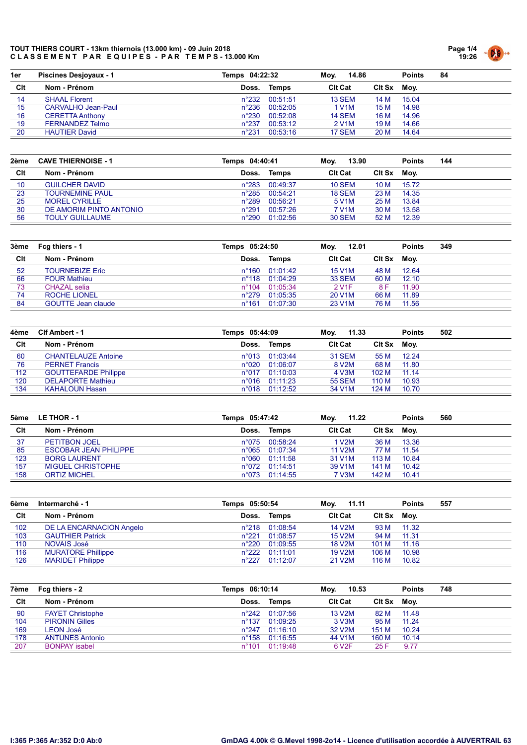# TOUT THIERS COURT - 13km thiernois (13.000 km) - 09 Juin 2018

**C L A S S E M E N T   P A R   E Q U I P E S - P A R   T E M P S - 13.000 Km**

| 1er | Piscines Desjoyaux - 1 | Temps 04:22:32 | | Moy. 14.86 | | Points 84 |
|---|---|---|---|---|---|---|
| **Clt** | **Nom - Prénom** | **Doss.** | **Temps** | **Clt Cat** | **Clt Sx** | **Moy.** |
| 14 | SHAAL Florent | n°232 | 00:51:51 | 13 SEM | 14 M | 15.04 |
| 15 | CARVALHO Jean-Paul | n°236 | 00:52:05 | 1 V1M | 15 M | 14.98 |
| 16 | CERETTA Anthony | n°230 | 00:52:08 | 14 SEM | 16 M | 14.96 |
| 19 | FERNANDEZ Telmo | n°237 | 00:53:12 | 2 V1M | 19 M | 14.66 |
| 20 | HAUTIER David | n°231 | 00:53:16 | 17 SEM | 20 M | 14.64 |

| 2ème | CAVE THIERNOISE - 1 | Temps 04:40:41 | | Moy. 13.90 | | Points 144 |
|---|---|---|---|---|---|---|
| **Clt** | **Nom - Prénom** | **Doss.** | **Temps** | **Clt Cat** | **Clt Sx** | **Moy.** |
| 10 | GUILCHER DAVID | n°283 | 00:49:37 | 10 SEM | 10 M | 15.72 |
| 23 | TOURNEMINE PAUL | n°285 | 00:54:21 | 18 SEM | 23 M | 14.35 |
| 25 | MOREL CYRILLE | n°289 | 00:56:21 | 5 V1M | 25 M | 13.84 |
| 30 | DE AMORIM PINTO ANTONIO | n°291 | 00:57:26 | 7 V1M | 30 M | 13.58 |
| 56 | TOULY GUILLAUME | n°290 | 01:02:56 | 30 SEM | 52 M | 12.39 |

| 3ème | Fcg thiers - 1 | Temps 05:24:50 | | Moy. 12.01 | | Points 349 |
|---|---|---|---|---|---|---|
| **Clt** | **Nom - Prénom** | **Doss.** | **Temps** | **Clt Cat** | **Clt Sx** | **Moy.** |
| 52 | TOURNEBIZE Eric | n°160 | 01:01:42 | 15 V1M | 48 M | 12.64 |
| 66 | FOUR Mathieu | n°118 | 01:04:29 | 33 SEM | 60 M | 12.10 |
| 73 | CHAZAL selia | n°104 | 01:05:34 | 2 V1F | 8 F | 11.90 |
| 74 | ROCHE LIONEL | n°279 | 01:05:35 | 20 V1M | 66 M | 11.89 |
| 84 | GOUTTE Jean claude | n°161 | 01:07:30 | 23 V1M | 76 M | 11.56 |

| 4ème | Clf Ambert - 1 | Temps 05:44:09 | | Moy. 11.33 | | Points 502 |
|---|---|---|---|---|---|---|
| **Clt** | **Nom - Prénom** | **Doss.** | **Temps** | **Clt Cat** | **Clt Sx** | **Moy.** |
| 60 | CHANTELAUZE Antoine | n°013 | 01:03:44 | 31 SEM | 55 M | 12.24 |
| 76 | PERNET Francis | n°020 | 01:06:07 | 8 V2M | 68 M | 11.80 |
| 112 | GOUTTEFARDE Philippe | n°017 | 01:10:03 | 4 V3M | 102 M | 11.14 |
| 120 | DELAPORTE Mathieu | n°016 | 01:11:23 | 55 SEM | 110 M | 10.93 |
| 134 | KAHALOUN Hasan | n°018 | 01:12:52 | 34 V1M | 124 M | 10.70 |

| 5ème | LE THOR - 1 | Temps 05:47:42 | | Moy. 11.22 | | Points 560 |
|---|---|---|---|---|---|---|
| **Clt** | **Nom - Prénom** | **Doss.** | **Temps** | **Clt Cat** | **Clt Sx** | **Moy.** |
| 37 | PETITBON JOEL | n°075 | 00:58:24 | 1 V2M | 36 M | 13.36 |
| 85 | ESCOBAR JEAN PHILIPPE | n°065 | 01:07:34 | 11 V2M | 77 M | 11.54 |
| 123 | BORG LAURENT | n°060 | 01:11:58 | 31 V1M | 113 M | 10.84 |
| 157 | MIGUEL CHRISTOPHE | n°072 | 01:14:51 | 39 V1M | 141 M | 10.42 |
| 158 | ORTIZ MICHEL | n°073 | 01:14:55 | 7 V3M | 142 M | 10.41 |

| 6ème | Intermarché - 1 | Temps 05:50:54 | | Moy. 11.11 | | Points 557 |
|---|---|---|---|---|---|---|
| **Clt** | **Nom - Prénom** | **Doss.** | **Temps** | **Clt Cat** | **Clt Sx** | **Moy.** |
| 102 | DE LA ENCARNACION Angelo | n°218 | 01:08:54 | 14 V2M | 93 M | 11.32 |
| 103 | GAUTHIER Patrick | n°221 | 01:08:57 | 15 V2M | 94 M | 11.31 |
| 110 | NOVAIS José | n°220 | 01:09:55 | 18 V2M | 101 M | 11.16 |
| 116 | MURATORE Phillippe | n°222 | 01:11:01 | 19 V2M | 106 M | 10.98 |
| 126 | MARIDET Philippe | n°227 | 01:12:07 | 21 V2M | 116 M | 10.82 |

| 7ème | Fcg thiers - 2 | Temps 06:10:14 | | Moy. 10.53 | | Points 748 |
|---|---|---|---|---|---|---|
| **Clt** | **Nom - Prénom** | **Doss.** | **Temps** | **Clt Cat** | **Clt Sx** | **Moy.** |
| 90 | FAYET Christophe | n°242 | 01:07:56 | 13 V2M | 82 M | 11.48 |
| 104 | PIRONIN Gilles | n°137 | 01:09:25 | 3 V3M | 95 M | 11.24 |
| 169 | LEON José | n°247 | 01:16:10 | 32 V2M | 151 M | 10.24 |
| 178 | ANTUNES Antonio | n°158 | 01:16:55 | 44 V1M | 160 M | 10.14 |
| 207 | BONPAY isabel | n°101 | 01:19:48 | 6 V2F | 25 F | 9.77 |

I:365 P:365 Ar:352 D:0 Ab:0

GmDAG 4.00k © G.Mevel 1998-2o14 - Licence d'utilisation accordée à AUVERTRAIL 63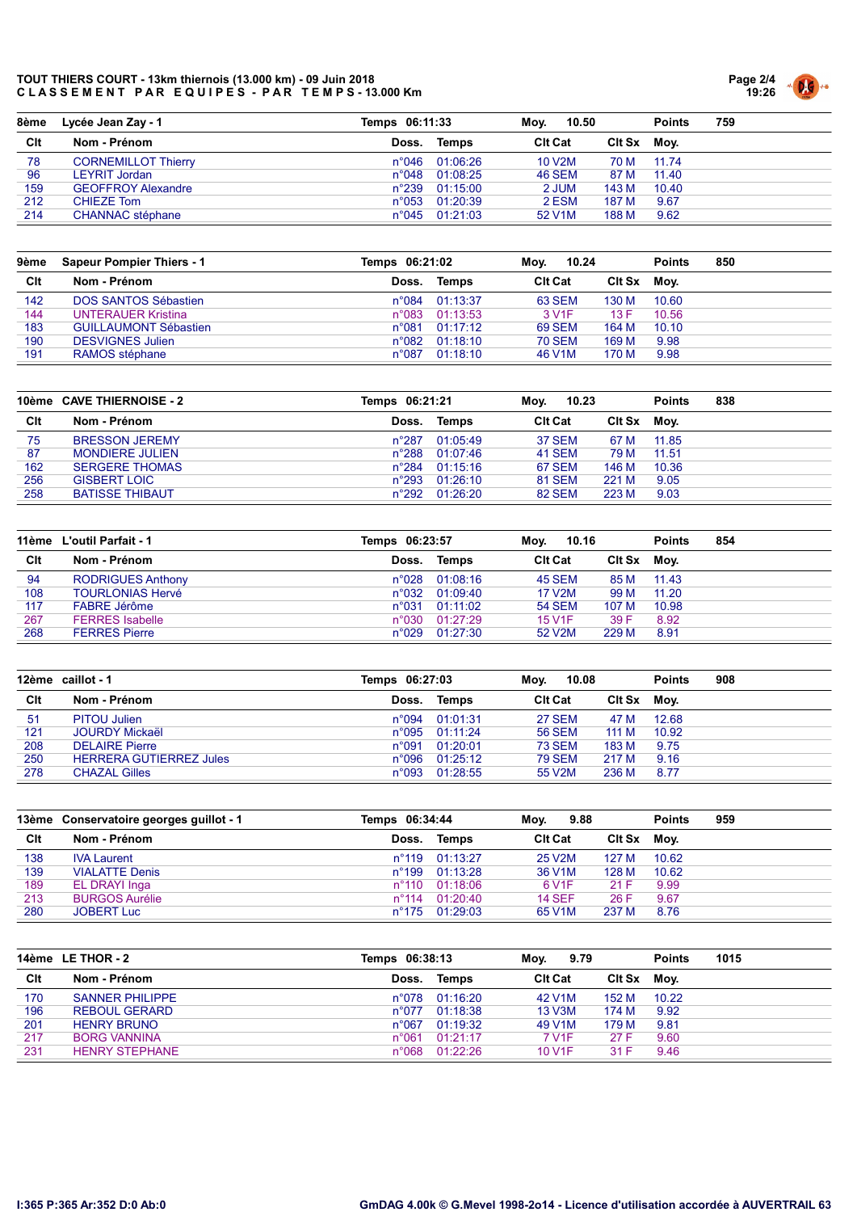**TOUT THIERS COURT - 13km thiernois (13.000 km) - 09 Juin 2018**
**C L A S S E M E N T   P A R   E Q U I P E S  -  P A R   T E M P S - 13.000 Km**

| 8ème | Lycée Jean Zay - 1 | Temps 06:11:33 | | Moy. 10.50 | | Points | 759 |
|---|---|---|---|---|---|---|---|
| Clt | Nom - Prénom | Doss. | Temps | Clt Cat | Clt Sx | Moy. | |
| 78 | CORNEMILLOT Thierry | n°046 | 01:06:26 | 10 V2M | 70 M | 11.74 | |
| 96 | LEYRIT Jordan | n°048 | 01:08:25 | 46 SEM | 87 M | 11.40 | |
| 159 | GEOFFROY Alexandre | n°239 | 01:15:00 | 2 JUM | 143 M | 10.40 | |
| 212 | CHIEZE Tom | n°053 | 01:20:39 | 2 ESM | 187 M | 9.67 | |
| 214 | CHANNAC stéphane | n°045 | 01:21:03 | 52 V1M | 188 M | 9.62 | |

| 9ème | Sapeur Pompier Thiers - 1 | Temps 06:21:02 | | Moy. 10.24 | | Points | 850 |
|---|---|---|---|---|---|---|---|
| Clt | Nom - Prénom | Doss. | Temps | Clt Cat | Clt Sx | Moy. | |
| 142 | DOS SANTOS Sébastien | n°084 | 01:13:37 | 63 SEM | 130 M | 10.60 | |
| 144 | UNTERAUER Kristina | n°083 | 01:13:53 | 3 V1F | 13 F | 10.56 | |
| 183 | GUILLAUMONT Sébastien | n°081 | 01:17:12 | 69 SEM | 164 M | 10.10 | |
| 190 | DESVIGNES Julien | n°082 | 01:18:10 | 70 SEM | 169 M | 9.98 | |
| 191 | RAMOS stéphane | n°087 | 01:18:10 | 46 V1M | 170 M | 9.98 | |

| 10ème | CAVE THIERNOISE - 2 | Temps 06:21:21 | | Moy. 10.23 | | Points | 838 |
|---|---|---|---|---|---|---|---|
| Clt | Nom - Prénom | Doss. | Temps | Clt Cat | Clt Sx | Moy. | |
| 75 | BRESSON JEREMY | n°287 | 01:05:49 | 37 SEM | 67 M | 11.85 | |
| 87 | MONDIERE JULIEN | n°288 | 01:07:46 | 41 SEM | 79 M | 11.51 | |
| 162 | SERGERE THOMAS | n°284 | 01:15:16 | 67 SEM | 146 M | 10.36 | |
| 256 | GISBERT LOIC | n°293 | 01:26:10 | 81 SEM | 221 M | 9.05 | |
| 258 | BATISSE THIBAUT | n°292 | 01:26:20 | 82 SEM | 223 M | 9.03 | |

| 11ème | L'outil Parfait - 1 | Temps 06:23:57 | | Moy. 10.16 | | Points | 854 |
|---|---|---|---|---|---|---|---|
| Clt | Nom - Prénom | Doss. | Temps | Clt Cat | Clt Sx | Moy. | |
| 94 | RODRIGUES Anthony | n°028 | 01:08:16 | 45 SEM | 85 M | 11.43 | |
| 108 | TOURLONIAS Hervé | n°032 | 01:09:40 | 17 V2M | 99 M | 11.20 | |
| 117 | FABRE Jérôme | n°031 | 01:11:02 | 54 SEM | 107 M | 10.98 | |
| 267 | FERRES Isabelle | n°030 | 01:27:29 | 15 V1F | 39 F | 8.92 | |
| 268 | FERRES Pierre | n°029 | 01:27:30 | 52 V2M | 229 M | 8.91 | |

| 12ème | caillot - 1 | Temps 06:27:03 | | Moy. 10.08 | | Points | 908 |
|---|---|---|---|---|---|---|---|
| Clt | Nom - Prénom | Doss. | Temps | Clt Cat | Clt Sx | Moy. | |
| 51 | PITOU Julien | n°094 | 01:01:31 | 27 SEM | 47 M | 12.68 | |
| 121 | JOURDY Mickaël | n°095 | 01:11:24 | 56 SEM | 111 M | 10.92 | |
| 208 | DELAIRE Pierre | n°091 | 01:20:01 | 73 SEM | 183 M | 9.75 | |
| 250 | HERRERA GUTIERREZ Jules | n°096 | 01:25:12 | 79 SEM | 217 M | 9.16 | |
| 278 | CHAZAL Gilles | n°093 | 01:28:55 | 55 V2M | 236 M | 8.77 | |

| 13ème | Conservatoire georges guillot - 1 | Temps 06:34:44 | | Moy. 9.88 | | Points | 959 |
|---|---|---|---|---|---|---|---|
| Clt | Nom - Prénom | Doss. | Temps | Clt Cat | Clt Sx | Moy. | |
| 138 | IVA Laurent | n°119 | 01:13:27 | 25 V2M | 127 M | 10.62 | |
| 139 | VIALATTE Denis | n°199 | 01:13:28 | 36 V1M | 128 M | 10.62 | |
| 189 | EL DRAYI Inga | n°110 | 01:18:06 | 6 V1F | 21 F | 9.99 | |
| 213 | BURGOS Aurélie | n°114 | 01:20:40 | 14 SEF | 26 F | 9.67 | |
| 280 | JOBERT Luc | n°175 | 01:29:03 | 65 V1M | 237 M | 8.76 | |

| 14ème | LE THOR - 2 | Temps 06:38:13 | | Moy. 9.79 | | Points | 1015 |
|---|---|---|---|---|---|---|---|
| Clt | Nom - Prénom | Doss. | Temps | Clt Cat | Clt Sx | Moy. | |
| 170 | SANNER PHILIPPE | n°078 | 01:16:20 | 42 V1M | 152 M | 10.22 | |
| 196 | REBOUL GERARD | n°077 | 01:18:38 | 13 V3M | 174 M | 9.92 | |
| 201 | HENRY BRUNO | n°067 | 01:19:32 | 49 V1M | 179 M | 9.81 | |
| 217 | BORG VANNINA | n°061 | 01:21:17 | 7 V1F | 27 F | 9.60 | |
| 231 | HENRY STEPHANE | n°068 | 01:22:26 | 10 V1F | 31 F | 9.46 | |

I:365 P:365 Ar:352 D:0 Ab:0

GmDAG 4.00k © G.Mevel 1998-2o14 - Licence d'utilisation accordée à AUVERTRAIL 63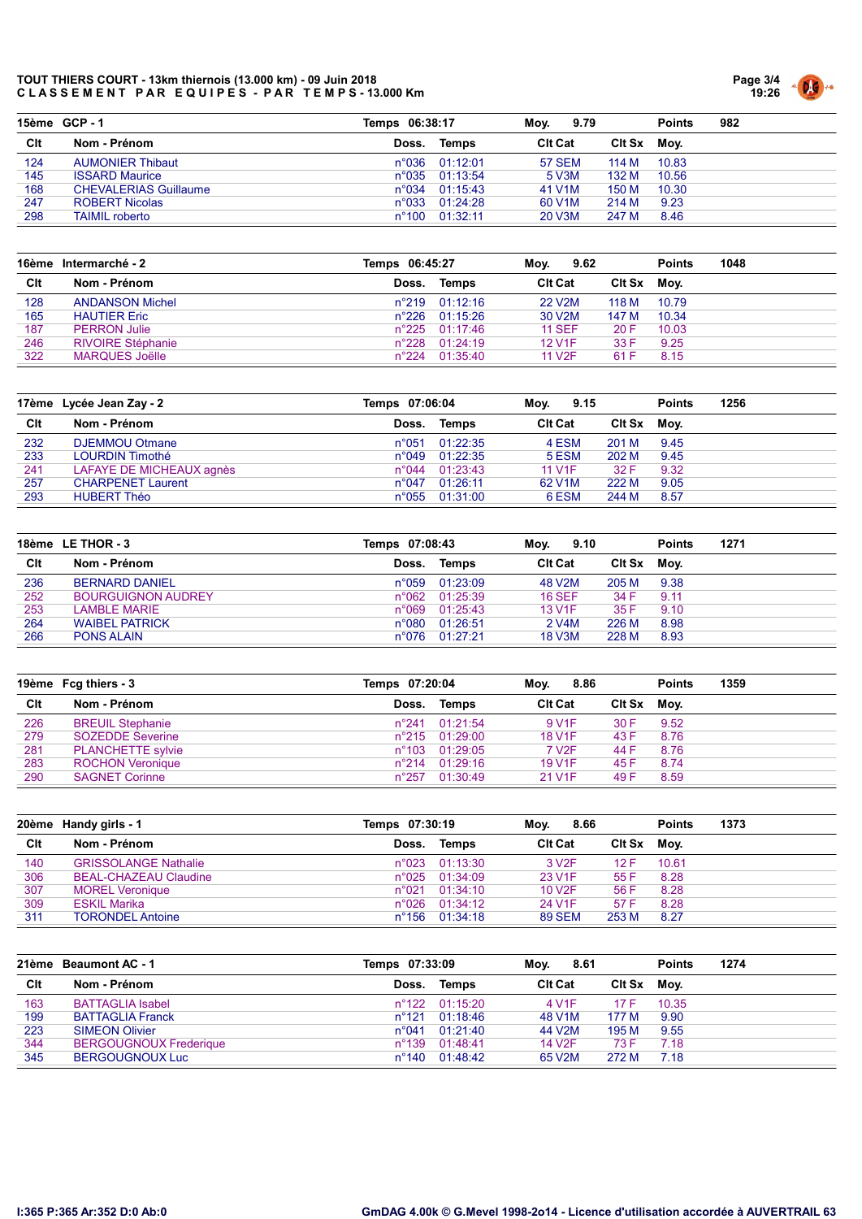# TOUT THIERS COURT - 13km thiernois (13.000 km) - 09 Juin 2018

## CLASSEMENT PAR EQUIPES - PAR TEMPS - 13.000 Km

| 15ème GCP - 1 | | Temps 06:38:17 | | Moy. 9.79 | | Points 982 |
|---|---|---|---|---|---|---|
| **Clt** | **Nom - Prénom** | **Doss.** | **Temps** | **Clt Cat** | **Clt Sx** | **Moy.** |
| 124 | AUMONIER Thibaut | n°036 | 01:12:01 | 57 SEM | 114 M | 10.83 |
| 145 | ISSARD Maurice | n°035 | 01:13:54 | 5 V3M | 132 M | 10.56 |
| 168 | CHEVALERIAS Guillaume | n°034 | 01:15:43 | 41 V1M | 150 M | 10.30 |
| 247 | ROBERT Nicolas | n°033 | 01:24:28 | 60 V1M | 214 M | 9.23 |
| 298 | TAIMIL roberto | n°100 | 01:32:11 | 20 V3M | 247 M | 8.46 |

| 16ème Intermarché - 2 | | Temps 06:45:27 | | Moy. 9.62 | | Points 1048 |
|---|---|---|---|---|---|---|
| **Clt** | **Nom - Prénom** | **Doss.** | **Temps** | **Clt Cat** | **Clt Sx** | **Moy.** |
| 128 | ANDANSON Michel | n°219 | 01:12:16 | 22 V2M | 118 M | 10.79 |
| 165 | HAUTIER Eric | n°226 | 01:15:26 | 30 V2M | 147 M | 10.34 |
| 187 | PERRON Julie | n°225 | 01:17:46 | 11 SEF | 20 F | 10.03 |
| 246 | RIVOIRE Stéphanie | n°228 | 01:24:19 | 12 V1F | 33 F | 9.25 |
| 322 | MARQUES Joëlle | n°224 | 01:35:40 | 11 V2F | 61 F | 8.15 |

| 17ème Lycée Jean Zay - 2 | | Temps 07:06:04 | | Moy. 9.15 | | Points 1256 |
|---|---|---|---|---|---|---|
| **Clt** | **Nom - Prénom** | **Doss.** | **Temps** | **Clt Cat** | **Clt Sx** | **Moy.** |
| 232 | DJEMMOU Otmane | n°051 | 01:22:35 | 4 ESM | 201 M | 9.45 |
| 233 | LOURDIN Timothé | n°049 | 01:22:35 | 5 ESM | 202 M | 9.45 |
| 241 | LAFAYE DE MICHEAUX agnès | n°044 | 01:23:43 | 11 V1F | 32 F | 9.32 |
| 257 | CHARPENET Laurent | n°047 | 01:26:11 | 62 V1M | 222 M | 9.05 |
| 293 | HUBERT Théo | n°055 | 01:31:00 | 6 ESM | 244 M | 8.57 |

| 18ème LE THOR - 3 | | Temps 07:08:43 | | Moy. 9.10 | | Points 1271 |
|---|---|---|---|---|---|---|
| **Clt** | **Nom - Prénom** | **Doss.** | **Temps** | **Clt Cat** | **Clt Sx** | **Moy.** |
| 236 | BERNARD DANIEL | n°059 | 01:23:09 | 48 V2M | 205 M | 9.38 |
| 252 | BOURGUIGNON AUDREY | n°062 | 01:25:39 | 16 SEF | 34 F | 9.11 |
| 253 | LAMBLE MARIE | n°069 | 01:25:43 | 13 V1F | 35 F | 9.10 |
| 264 | WAIBEL PATRICK | n°080 | 01:26:51 | 2 V4M | 226 M | 8.98 |
| 266 | PONS ALAIN | n°076 | 01:27:21 | 18 V3M | 228 M | 8.93 |

| 19ème Fcg thiers - 3 | | Temps 07:20:04 | | Moy. 8.86 | | Points 1359 |
|---|---|---|---|---|---|---|
| **Clt** | **Nom - Prénom** | **Doss.** | **Temps** | **Clt Cat** | **Clt Sx** | **Moy.** |
| 226 | BREUIL Stephanie | n°241 | 01:21:54 | 9 V1F | 30 F | 9.52 |
| 279 | SOZEDDE Severine | n°215 | 01:29:00 | 18 V1F | 43 F | 8.76 |
| 281 | PLANCHETTE sylvie | n°103 | 01:29:05 | 7 V2F | 44 F | 8.76 |
| 283 | ROCHON Veronique | n°214 | 01:29:16 | 19 V1F | 45 F | 8.74 |
| 290 | SAGNET Corinne | n°257 | 01:30:49 | 21 V1F | 49 F | 8.59 |

| 20ème Handy girls - 1 | | Temps 07:30:19 | | Moy. 8.66 | | Points 1373 |
|---|---|---|---|---|---|---|
| **Clt** | **Nom - Prénom** | **Doss.** | **Temps** | **Clt Cat** | **Clt Sx** | **Moy.** |
| 140 | GRISSOLANGE Nathalie | n°023 | 01:13:30 | 3 V2F | 12 F | 10.61 |
| 306 | BEAL-CHAZEAU Claudine | n°025 | 01:34:09 | 23 V1F | 55 F | 8.28 |
| 307 | MOREL Veronique | n°021 | 01:34:10 | 10 V2F | 56 F | 8.28 |
| 309 | ESKIL Marika | n°026 | 01:34:12 | 24 V1F | 57 F | 8.28 |
| 311 | TORONDEL Antoine | n°156 | 01:34:18 | 89 SEM | 253 M | 8.27 |

| 21ème Beaumont AC - 1 | | Temps 07:33:09 | | Moy. 8.61 | | Points 1274 |
|---|---|---|---|---|---|---|
| **Clt** | **Nom - Prénom** | **Doss.** | **Temps** | **Clt Cat** | **Clt Sx** | **Moy.** |
| 163 | BATTAGLIA Isabel | n°122 | 01:15:20 | 4 V1F | 17 F | 10.35 |
| 199 | BATTAGLIA Franck | n°121 | 01:18:46 | 48 V1M | 177 M | 9.90 |
| 223 | SIMEON Olivier | n°041 | 01:21:40 | 44 V2M | 195 M | 9.55 |
| 344 | BERGOUGNOUX Frederique | n°139 | 01:48:41 | 14 V2F | 73 F | 7.18 |
| 345 | BERGOUGNOUX Luc | n°140 | 01:48:42 | 65 V2M | 272 M | 7.18 |

I:365 P:365 Ar:352 D:0 Ab:0

GmDAG 4.00k © G.Mevel 1998-2o14 - Licence d'utilisation accordée à AUVERTRAIL 63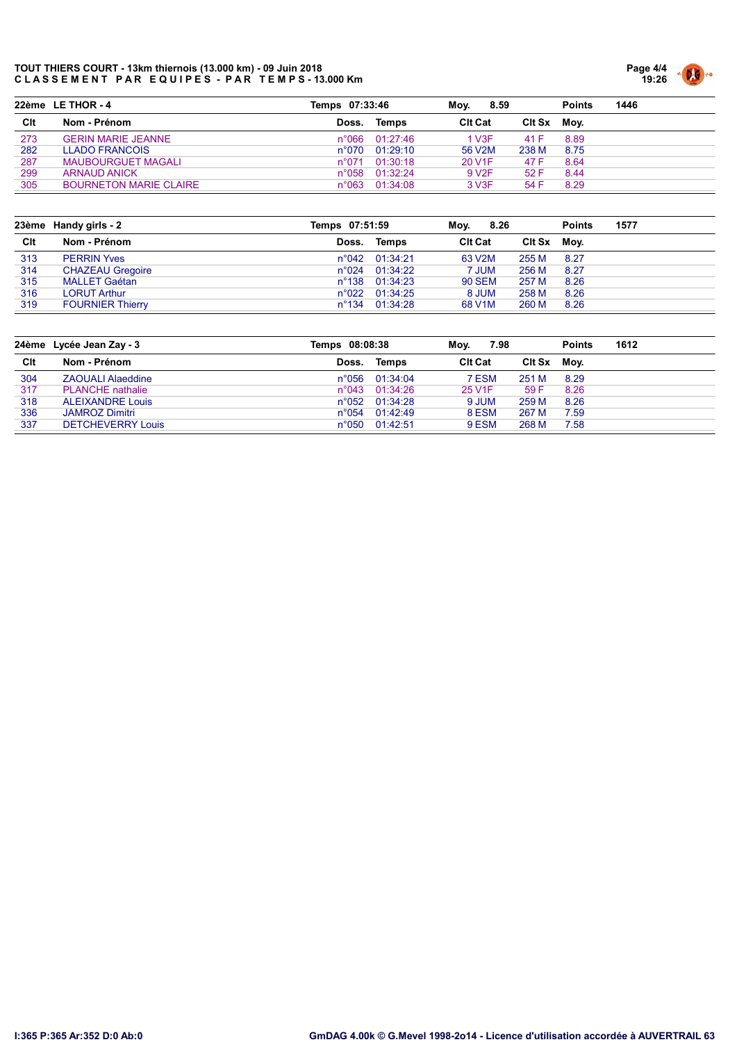**TOUT THIERS COURT - 13km thiernois (13.000 km) - 09 Juin 2018**
**CLASSEMENT PAR EQUIPES - PAR TEMPS - 13.000 Km**

| 22ème | LE THOR - 4 | Temps | 07:33:46 | Moy. | 8.59 | Points | 1446 |
|---|---|---|---|---|---|---|---|
| **Clt** | **Nom - Prénom** | **Doss.** | **Temps** | **Clt Cat** | **Clt Sx** | **Moy.** | |
| 273 | GERIN MARIE JEANNE | n°066 | 01:27:46 | 1 V3F | 41 F | 8.89 | |
| 282 | LLADO FRANCOIS | n°070 | 01:29:10 | 56 V2M | 238 M | 8.75 | |
| 287 | MAUBOURGUET MAGALI | n°071 | 01:30:18 | 20 V1F | 47 F | 8.64 | |
| 299 | ARNAUD ANICK | n°058 | 01:32:24 | 9 V2F | 52 F | 8.44 | |
| 305 | BOURNETON MARIE CLAIRE | n°063 | 01:34:08 | 3 V3F | 54 F | 8.29 | |

| 23ème | Handy girls - 2 | Temps | 07:51:59 | Moy. | 8.26 | Points | 1577 |
|---|---|---|---|---|---|---|---|
| **Clt** | **Nom - Prénom** | **Doss.** | **Temps** | **Clt Cat** | **Clt Sx** | **Moy.** | |
| 313 | PERRIN Yves | n°042 | 01:34:21 | 63 V2M | 255 M | 8.27 | |
| 314 | CHAZEAU Gregoire | n°024 | 01:34:22 | 7 JUM | 256 M | 8.27 | |
| 315 | MALLET Gaétan | n°138 | 01:34:23 | 90 SEM | 257 M | 8.26 | |
| 316 | LORUT Arthur | n°022 | 01:34:25 | 8 JUM | 258 M | 8.26 | |
| 319 | FOURNIER Thierry | n°134 | 01:34:28 | 68 V1M | 260 M | 8.26 | |

| 24ème | Lycée Jean Zay - 3 | Temps | 08:08:38 | Moy. | 7.98 | Points | 1612 |
|---|---|---|---|---|---|---|---|
| **Clt** | **Nom - Prénom** | **Doss.** | **Temps** | **Clt Cat** | **Clt Sx** | **Moy.** | |
| 304 | ZAOUALI Alaeddine | n°056 | 01:34:04 | 7 ESM | 251 M | 8.29 | |
| 317 | PLANCHE nathalie | n°043 | 01:34:26 | 25 V1F | 59 F | 8.26 | |
| 318 | ALEIXANDRE Louis | n°052 | 01:34:28 | 9 JUM | 259 M | 8.26 | |
| 336 | JAMROZ Dimitri | n°054 | 01:42:49 | 8 ESM | 267 M | 7.59 | |
| 337 | DETCHEVERRY Louis | n°050 | 01:42:51 | 9 ESM | 268 M | 7.58 | |

I:365 P:365 Ar:352 D:0 Ab:0

GmDAG 4.00k © G.Mevel 1998-2o14 - Licence d'utilisation accordée à AUVERTRAIL 63